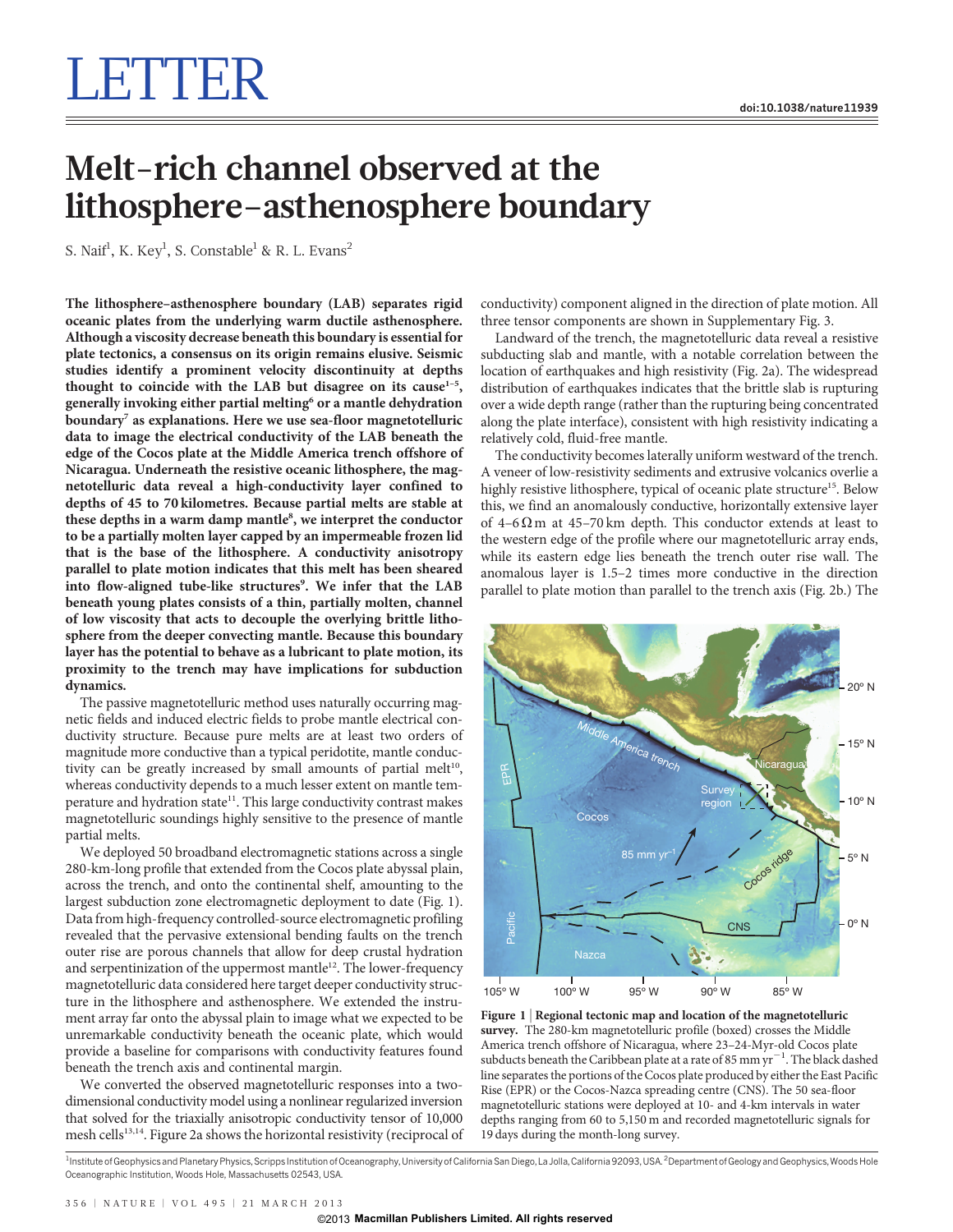# LETTER

doi:10.1038/nature11939

# Melt-rich channel observed at the lithosphere–asthenosphere boundary

S. Naif[1], K. Key[1], S. Constable[1] & R. L. Evans[2]

**The lithosphere–asthenosphere boundary (LAB) separates rigid oceanic plates from the underlying warm ductile asthenosphere. Although a viscosity decrease beneath this boundary is essential for plate tectonics, a consensus on its origin remains elusive. Seismic studies identify a prominent velocity discontinuity at depths thought to coincide with the LAB but disagree on its cause[1–5], generally invoking either partial melting[6] or a mantle dehydration boundary[7] as explanations. Here we use sea-floor magnetotelluric data to image the electrical conductivity of the LAB beneath the edge of the Cocos plate at the Middle America trench offshore of Nicaragua. Underneath the resistive oceanic lithosphere, the magnetotelluric data reveal a high-conductivity layer confined to depths of 45 to 70 kilometres. Because partial melts are stable at these depths in a warm damp mantle[8], we interpret the conductor to be a partially molten layer capped by an impermeable frozen lid that is the base of the lithosphere. A conductivity anisotropy parallel to plate motion indicates that this melt has been sheared into flow-aligned tube-like structures[9]. We infer that the LAB beneath young plates consists of a thin, partially molten, channel of low viscosity that acts to decouple the overlying brittle lithosphere from the deeper convecting mantle. Because this boundary layer has the potential to behave as a lubricant to plate motion, its proximity to the trench may have implications for subduction dynamics.**

The passive magnetotelluric method uses naturally occurring magnetic fields and induced electric fields to probe mantle electrical conductivity structure. Because pure melts are at least two orders of magnitude more conductive than a typical peridotite, mantle conductivity can be greatly increased by small amounts of partial melt[10], whereas conductivity depends to a much lesser extent on mantle temperature and hydration state[11]. This large conductivity contrast makes magnetotelluric soundings highly sensitive to the presence of mantle partial melts.

We deployed 50 broadband electromagnetic stations across a single 280-km-long profile that extended from the Cocos plate abyssal plain, across the trench, and onto the continental shelf, amounting to the largest subduction zone electromagnetic deployment to date (Fig. 1). Data from high-frequency controlled-source electromagnetic profiling revealed that the pervasive extensional bending faults on the trench outer rise are porous channels that allow for deep crustal hydration and serpentinization of the uppermost mantle[12]. The lower-frequency magnetotelluric data considered here target deeper conductivity structure in the lithosphere and asthenosphere. We extended the instrument array far onto the abyssal plain to image what we expected to be unremarkable conductivity beneath the oceanic plate, which would provide a baseline for comparisons with conductivity features found beneath the trench axis and continental margin.

We converted the observed magnetotelluric responses into a two-dimensional conductivity model using a nonlinear regularized inversion that solved for the triaxially anisotropic conductivity tensor of 10,000 mesh cells[13,14]. Figure 2a shows the horizontal resistivity (reciprocal of conductivity) component aligned in the direction of plate motion. All three tensor components are shown in Supplementary Fig. 3.

Landward of the trench, the magnetotelluric data reveal a resistive subducting slab and mantle, with a notable correlation between the location of earthquakes and high resistivity (Fig. 2a). The widespread distribution of earthquakes indicates that the brittle slab is rupturing over a wide depth range (rather than the rupturing being concentrated along the plate interface), consistent with high resistivity indicating a relatively cold, fluid-free mantle.

The conductivity becomes laterally uniform westward of the trench. A veneer of low-resistivity sediments and extrusive volcanics overlie a highly resistive lithosphere, typical of oceanic plate structure[15]. Below this, we find an anomalously conductive, horizontally extensive layer of 4–6 Ω m at 45–70 km depth. This conductor extends at least to the western edge of the profile where our magnetotelluric array ends, while its eastern edge lies beneath the trench outer rise wall. The anomalous layer is 1.5–2 times more conductive in the direction parallel to plate motion than parallel to the trench axis (Fig. 2b.) The

**Figure 1 | Regional tectonic map and location of the magnetotelluric survey.** The 280-km magnetotelluric profile (boxed) crosses the Middle America trench offshore of Nicaragua, where 23–24-Myr-old Cocos plate subducts beneath the Caribbean plate at a rate of 85 mm yr$^{-1}$. The black dashed line separates the portions of the Cocos plate produced by either the East Pacific Rise (EPR) or the Cocos-Nazca spreading centre (CNS). The 50 sea-floor magnetotelluric stations were deployed at 10- and 4-km intervals in water depths ranging from 60 to 5,150 m and recorded magnetotelluric signals for 19 days during the month-long survey.

[1]Institute of Geophysics and Planetary Physics, Scripps Institution of Oceanography, University of California San Diego, La Jolla, California 92093, USA. [2]Department of Geology and Geophysics, Woods Hole Oceanographic Institution, Woods Hole, Massachusetts 02543, USA.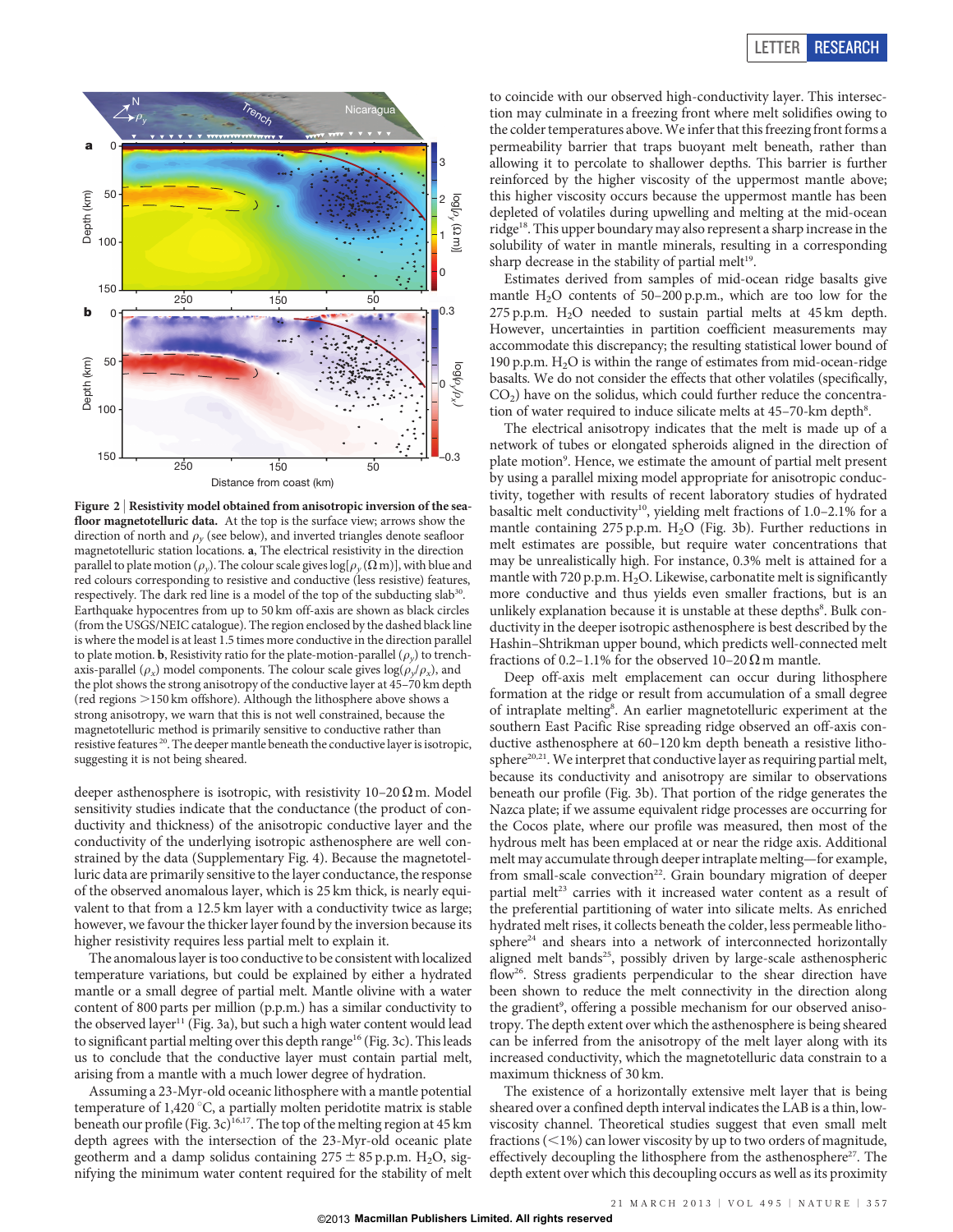**Figure 2 | Resistivity model obtained from anisotropic inversion of the seafloor magnetotelluric data.** At the top is the surface view; arrows show the direction of north and $\rho_y$ (see below), and inverted triangles denote seafloor magnetotelluric station locations. **a**, The electrical resistivity in the direction parallel to plate motion ($\rho_y$). The colour scale gives $\log[\rho_y\,(\Omega\,\mathrm{m})]$, with blue and red colours corresponding to resistive and conductive (less resistive) features, respectively. The dark red line is a model of the top of the subducting slab[30]. Earthquake hypocentres from up to 50 km off-axis are shown as black circles (from the USGS/NEIC catalogue). The region enclosed by the dashed black line is where the model is at least 1.5 times more conductive in the direction parallel to plate motion. **b**, Resistivity ratio for the plate-motion-parallel ($\rho_y$) to trench-axis-parallel ($\rho_x$) model components. The colour scale gives $\log(\rho_y/\rho_x)$, and the plot shows the strong anisotropy of the conductive layer at 45–70 km depth (red regions >150 km offshore). Although the lithosphere above shows a strong anisotropy, we warn that this is not well constrained, because the magnetotelluric method is primarily sensitive to conductive rather than resistive features[20]. The deeper mantle beneath the conductive layer is isotropic, suggesting it is not being sheared.

deeper asthenosphere is isotropic, with resistivity 10–20 Ω m. Model sensitivity studies indicate that the conductance (the product of conductivity and thickness) of the anisotropic conductive layer and the conductivity of the underlying isotropic asthenosphere are well constrained by the data (Supplementary Fig. 4). Because the magnetotelluric data are primarily sensitive to the layer conductance, the response of the observed anomalous layer, which is 25 km thick, is nearly equivalent to that from a 12.5 km layer with a conductivity twice as large; however, we favour the thicker layer found by the inversion because its higher resistivity requires less partial melt to explain it.

The anomalous layer is too conductive to be consistent with localized temperature variations, but could be explained by either a hydrated mantle or a small degree of partial melt. Mantle olivine with a water content of 800 parts per million (p.p.m.) has a similar conductivity to the observed layer[11] (Fig. 3a), but such a high water content would lead to significant partial melting over this depth range[16] (Fig. 3c). This leads us to conclude that the conductive layer must contain partial melt, arising from a mantle with a much lower degree of hydration.

Assuming a 23-Myr-old oceanic lithosphere with a mantle potential temperature of 1,420 °C, a partially molten peridotite matrix is stable beneath our profile (Fig. 3c)[16,17]. The top of the melting region at 45 km depth agrees with the intersection of the 23-Myr-old oceanic plate geotherm and a damp solidus containing 275 ± 85 p.p.m. $H_2O$, signifying the minimum water content required for the stability of melt to coincide with our observed high-conductivity layer. This intersection may culminate in a freezing front where melt solidifies owing to the colder temperatures above. We infer that this freezing front forms a permeability barrier that traps buoyant melt beneath, rather than allowing it to percolate to shallower depths. This barrier is further reinforced by the higher viscosity of the uppermost mantle above; this higher viscosity occurs because the uppermost mantle has been depleted of volatiles during upwelling and melting at the mid-ocean ridge[18]. This upper boundary may also represent a sharp increase in the solubility of water in mantle minerals, resulting in a corresponding sharp decrease in the stability of partial melt[19].

Estimates derived from samples of mid-ocean ridge basalts give mantle $H_2O$ contents of 50–200 p.p.m., which are too low for the 275 p.p.m. $H_2O$ needed to sustain partial melts at 45 km depth. However, uncertainties in partition coefficient measurements may accommodate this discrepancy; the resulting statistical lower bound of 190 p.p.m. $H_2O$ is within the range of estimates from mid-ocean-ridge basalts. We do not consider the effects that other volatiles (specifically, $CO_2$) have on the solidus, which could further reduce the concentration of water required to induce silicate melts at 45–70-km depth[8].

The electrical anisotropy indicates that the melt is made up of a network of tubes or elongated spheroids aligned in the direction of plate motion[9]. Hence, we estimate the amount of partial melt present by using a parallel mixing model appropriate for anisotropic conductivity, together with results of recent laboratory studies of hydrated basaltic melt conductivity[10], yielding melt fractions of 1.0–2.1% for a mantle containing 275 p.p.m. $H_2O$ (Fig. 3b). Further reductions in melt estimates are possible, but require water concentrations that may be unrealistically high. For instance, 0.3% melt is attained for a mantle with 720 p.p.m. $H_2O$. Likewise, carbonatite melt is significantly more conductive and thus yields even smaller fractions, but is an unlikely explanation because it is unstable at these depths[8]. Bulk conductivity in the deeper isotropic asthenosphere is best described by the Hashin–Shtrikman upper bound, which predicts well-connected melt fractions of 0.2–1.1% for the observed 10–20 Ω m mantle.

Deep off-axis melt emplacement can occur during lithosphere formation at the ridge or result from accumulation of a small degree of intraplate melting[8]. An earlier magnetotelluric experiment at the southern East Pacific Rise spreading ridge observed an off-axis conductive asthenosphere at 60–120 km depth beneath a resistive lithosphere[20,21]. We interpret that conductive layer as requiring partial melt, because its conductivity and anisotropy are similar to observations beneath our profile (Fig. 3b). That portion of the ridge generates the Nazca plate; if we assume equivalent ridge processes are occurring for the Cocos plate, where our profile was measured, then most of the hydrous melt has been emplaced at or near the ridge axis. Additional melt may accumulate through deeper intraplate melting—for example, from small-scale convection[22]. Grain boundary migration of deeper partial melt[23] carries with it increased water content as a result of the preferential partitioning of water into silicate melts. As enriched hydrated melt rises, it collects beneath the colder, less permeable lithosphere[24] and shears into a network of interconnected horizontally aligned melt bands[25], possibly driven by large-scale asthenospheric flow[26]. Stress gradients perpendicular to the shear direction have been shown to reduce the melt connectivity in the direction along the gradient[9], offering a possible mechanism for our observed anisotropy. The depth extent over which the asthenosphere is being sheared can be inferred from the anisotropy of the melt layer along with its increased conductivity, which the magnetotelluric data constrain to a maximum thickness of 30 km.

The existence of a horizontally extensive melt layer that is being sheared over a confined depth interval indicates the LAB is a thin, low-viscosity channel. Theoretical studies suggest that even small melt fractions (<1%) can lower viscosity by up to two orders of magnitude, effectively decoupling the lithosphere from the asthenosphere[27]. The depth extent over which this decoupling occurs as well as its proximity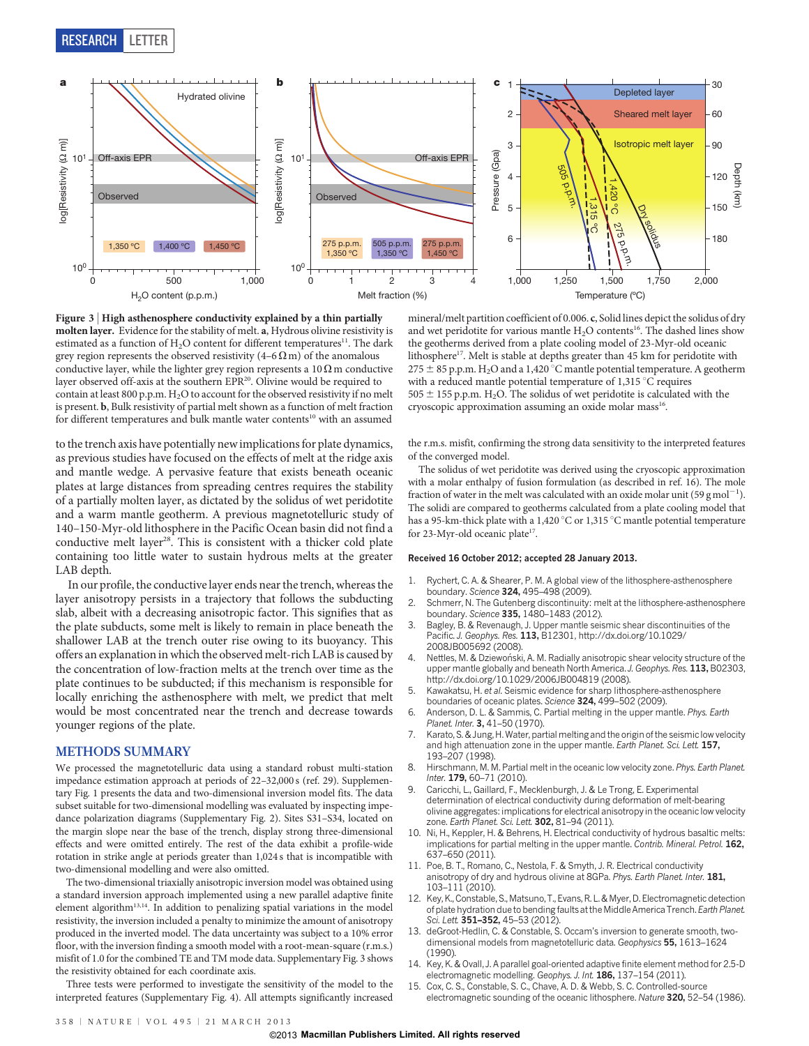**Figure 3 | High asthenosphere conductivity explained by a thin partially molten layer.** Evidence for the stability of melt. **a**, Hydrous olivine resistivity is estimated as a function of $H_2O$ content for different temperatures[11]. The dark grey region represents the observed resistivity (4–6 Ω m) of the anomalous conductive layer, while the lighter grey region represents a 10 Ω m conductive layer observed off-axis at the southern EPR[20]. Olivine would be required to contain at least 800 p.p.m. $H_2O$ to account for the observed resistivity if no melt is present. **b**, Bulk resistivity of partial melt shown as a function of melt fraction for different temperatures and bulk mantle water contents[10] with an assumed mineral/melt partition coefficient of 0.006. **c**, Solid lines depict the solidus of dry and wet peridotite for various mantle $H_2O$ contents[16]. The dashed lines show the geotherms derived from a plate cooling model of 23-Myr-old oceanic lithosphere[17]. Melt is stable at depths greater than 45 km for peridotite with 275 ± 85 p.p.m. $H_2O$ and a 1,420 °C mantle potential temperature. A geotherm with a reduced mantle potential temperature of 1,315 °C requires 505 ± 155 p.p.m. $H_2O$. The solidus of wet peridotite is calculated with the cryoscopic approximation assuming an oxide molar mass[16].

to the trench axis have potentially new implications for plate dynamics, as previous studies have focused on the effects of melt at the ridge axis and mantle wedge. A pervasive feature that exists beneath oceanic plates at large distances from spreading centres requires the stability of a partially molten layer, as dictated by the solidus of wet peridotite and a warm mantle geotherm. A previous magnetotelluric study of 140–150-Myr-old lithosphere in the Pacific Ocean basin did not find a conductive melt layer[28]. This is consistent with a thicker cold plate containing too little water to sustain hydrous melts at the greater LAB depth.

In our profile, the conductive layer ends near the trench, whereas the layer anisotropy persists in a trajectory that follows the subducting slab, albeit with a decreasing anisotropic factor. This signifies that as the plate subducts, some melt is likely to remain in place beneath the shallower LAB at the trench outer rise owing to its buoyancy. This offers an explanation in which the observed melt-rich LAB is caused by the concentration of low-fraction melts at the trench over time as the plate continues to be subducted; if this mechanism is responsible for locally enriching the asthenosphere with melt, we predict that melt would be most concentrated near the trench and decrease towards younger regions of the plate.

## METHODS SUMMARY

We processed the magnetotelluric data using a standard robust multi-station impedance estimation approach at periods of 22–32,000 s (ref. 29). Supplementary Fig. 1 presents the data and two-dimensional inversion model fits. The data subset suitable for two-dimensional modelling was evaluated by inspecting impedance polarization diagrams (Supplementary Fig. 2). Sites S31–S34, located on the margin slope near the base of the trench, display strong three-dimensional effects and were omitted entirely. The rest of the data exhibit a profile-wide rotation in strike angle at periods greater than 1,024 s that is incompatible with two-dimensional modelling and were also omitted.

The two-dimensional triaxially anisotropic inversion model was obtained using a standard inversion approach implemented using a new parallel adaptive finite element algorithm[13,14]. In addition to penalizing spatial variations in the model resistivity, the inversion included a penalty to minimize the amount of anisotropy produced in the inverted model. The data uncertainty was subject to a 10% error floor, with the inversion finding a smooth model with a root-mean-square (r.m.s.) misfit of 1.0 for the combined TE and TM mode data. Supplementary Fig. 3 shows the resistivity obtained for each coordinate axis.

Three tests were performed to investigate the sensitivity of the model to the interpreted features (Supplementary Fig. 4). All attempts significantly increased the r.m.s. misfit, confirming the strong data sensitivity to the interpreted features of the converged model.

The solidus of wet peridotite was derived using the cryoscopic approximation with a molar enthalpy of fusion formulation (as described in ref. 16). The mole fraction of water in the melt was calculated with an oxide molar unit (59 g $mol^{-1}$). The solidi are compared to geotherms calculated from a plate cooling model that has a 95-km-thick plate with a 1,420 °C or 1,315 °C mantle potential temperature for 23-Myr-old oceanic plate[17].

**Received 16 October 2012; accepted 28 January 2013.**

1. Rychert, C. A. & Shearer, P. M. A global view of the lithosphere-asthenosphere boundary. *Science* **324,** 495–498 (2009).
2. Schmerr, N. The Gutenberg discontinuity: melt at the lithosphere-asthenosphere boundary. *Science* **335,** 1480–1483 (2012).
3. Bagley, B. & Revenaugh, J. Upper mantle seismic shear discontinuities of the Pacific. *J. Geophys. Res.* **113,** B12301, http://dx.doi.org/10.1029/2008JB005692 (2008).
4. Nettles, M. & Dziewoński, A. M. Radially anisotropic shear velocity structure of the upper mantle globally and beneath North America. *J. Geophys. Res.* **113,** B02303, http://dx.doi.org/10.1029/2006JB004819 (2008).
5. Kawakatsu, H. *et al.* Seismic evidence for sharp lithosphere-asthenosphere boundaries of oceanic plates. *Science* **324,** 499–502 (2009).
6. Anderson, D. L. & Sammis, C. Partial melting in the upper mantle. *Phys. Earth Planet. Inter.* **3,** 41–50 (1970).
7. Karato, S. & Jung, H. Water, partial melting and the origin of the seismic low velocity and high attenuation zone in the upper mantle. *Earth Planet. Sci. Lett.* **157,** 193–207 (1998).
8. Hirschmann, M. M. Partial melt in the oceanic low velocity zone. *Phys. Earth Planet. Inter.* **179,** 60–71 (2010).
9. Caricchi, L., Gaillard, F., Mecklenburgh, J. & Le Trong, E. Experimental determination of electrical conductivity during deformation of melt-bearing olivine aggregates: implications for electrical anisotropy in the oceanic low velocity zone. *Earth Planet. Sci. Lett.* **302,** 81–94 (2011).
10. Ni, H., Keppler, H. & Behrens, H. Electrical conductivity of hydrous basaltic melts: implications for partial melting in the upper mantle. *Contrib. Mineral. Petrol.* **162,** 637–650 (2011).
11. Poe, B. T., Romano, C., Nestola, F. & Smyth, J. R. Electrical conductivity anisotropy of dry and hydrous olivine at 8GPa. *Phys. Earth Planet. Inter.* **181,** 103–111 (2010).
12. Key, K., Constable, S., Matsuno, T., Evans, R. L. & Myer, D. Electromagnetic detection of plate hydration due to bending faults at the Middle America Trench. *Earth Planet. Sci. Lett.* **351–352,** 45–53 (2012).
13. deGroot-Hedlin, C. & Constable, S. Occam's inversion to generate smooth, two-dimensional models from magnetotelluric data. *Geophysics* **55,** 1613–1624 (1990).
14. Key, K. & Ovall, J. A parallel goal-oriented adaptive finite element method for 2.5-D electromagnetic modelling. *Geophys. J. Int.* **186,** 137–154 (2011).
15. Cox, C. S., Constable, S. C., Chave, A. D. & Webb, S. C. Controlled-source electromagnetic sounding of the oceanic lithosphere. *Nature* **320,** 52–54 (1986).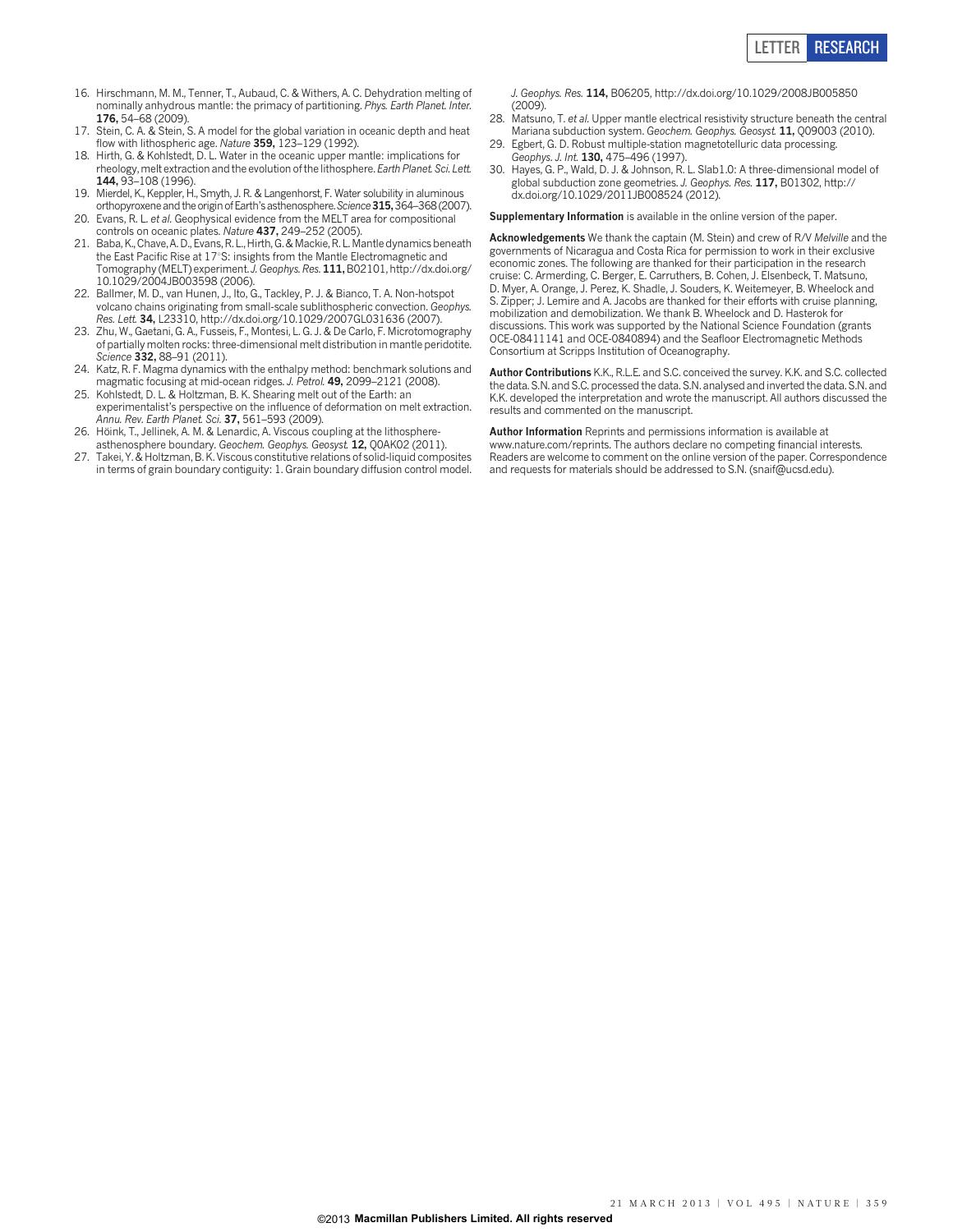16. Hirschmann, M. M., Tenner, T., Aubaud, C. & Withers, A. C. Dehydration melting of nominally anhydrous mantle: the primacy of partitioning. *Phys. Earth Planet. Inter.* **176,** 54–68 (2009).
17. Stein, C. A. & Stein, S. A model for the global variation in oceanic depth and heat flow with lithospheric age. *Nature* **359,** 123–129 (1992).
18. Hirth, G. & Kohlstedt, D. L. Water in the oceanic upper mantle: implications for rheology, melt extraction and the evolution of the lithosphere. *Earth Planet. Sci. Lett.* **144,** 93–108 (1996).
19. Mierdel, K., Keppler, H., Smyth, J. R. & Langenhorst, F. Water solubility in aluminous orthopyroxene and the origin of Earth's asthenosphere. *Science* **315,** 364–368 (2007).
20. Evans, R. L. *et al.* Geophysical evidence from the MELT area for compositional controls on oceanic plates. *Nature* **437,** 249–252 (2005).
21. Baba, K., Chave, A. D., Evans, R. L., Hirth, G. & Mackie, R. L. Mantle dynamics beneath the East Pacific Rise at 17°S: insights from the Mantle Electromagnetic and Tomography (MELT) experiment. *J. Geophys. Res.* **111,** B02101, http://dx.doi.org/10.1029/2004JB003598 (2006).
22. Ballmer, M. D., van Hunen, J., Ito, G., Tackley, P. J. & Bianco, T. A. Non-hotspot volcano chains originating from small-scale sublithospheric convection. *Geophys. Res. Lett.* **34,** L23310, http://dx.doi.org/10.1029/2007GL031636 (2007).
23. Zhu, W., Gaetani, G. A., Fusseis, F., Montesi, L. G. J. & De Carlo, F. Microtomography of partially molten rocks: three-dimensional melt distribution in mantle peridotite. *Science* **332,** 88–91 (2011).
24. Katz, R. F. Magma dynamics with the enthalpy method: benchmark solutions and magmatic focusing at mid-ocean ridges. *J. Petrol.* **49,** 2099–2121 (2008).
25. Kohlstedt, D. L. & Holtzman, B. K. Shearing melt out of the Earth: an experimentalist's perspective on the influence of deformation on melt extraction. *Annu. Rev. Earth Planet. Sci.* **37,** 561–593 (2009).
26. Höink, T., Jellinek, A. M. & Lenardic, A. Viscous coupling at the lithosphere-asthenosphere boundary. *Geochem. Geophys. Geosyst.* **12,** Q0AK02 (2011).
27. Takei, Y. & Holtzman, B. K. Viscous constitutive relations of solid-liquid composites in terms of grain boundary contiguity: 1. Grain boundary diffusion control model. *J. Geophys. Res.* **114,** B06205, http://dx.doi.org/10.1029/2008JB005850 (2009).
28. Matsuno, T. *et al.* Upper mantle electrical resistivity structure beneath the central Mariana subduction system. *Geochem. Geophys. Geosyst.* **11,** Q09003 (2010).
29. Egbert, G. D. Robust multiple-station magnetotelluric data processing. *Geophys. J. Int.* **130,** 475–496 (1997).
30. Hayes, G. P., Wald, D. J. & Johnson, R. L. Slab1.0: A three-dimensional model of global subduction zone geometries. *J. Geophys. Res.* **117,** B01302, http://dx.doi.org/10.1029/2011JB008524 (2012).

**Supplementary Information** is available in the online version of the paper.

**Acknowledgements** We thank the captain (M. Stein) and crew of R/V *Melville* and the governments of Nicaragua and Costa Rica for permission to work in their exclusive economic zones. The following are thanked for their participation in the research cruise: C. Armerding, C. Berger, E. Carruthers, B. Cohen, J. Elsenbeck, T. Matsuno, D. Myer, A. Orange, J. Perez, K. Shadle, J. Souders, K. Weitemeyer, B. Wheelock and S. Zipper; J. Lemire and A. Jacobs are thanked for their efforts with cruise planning, mobilization and demobilization. We thank B. Wheelock and D. Hasterok for discussions. This work was supported by the National Science Foundation (grants OCE-08411141 and OCE-0840894) and the Seafloor Electromagnetic Methods Consortium at Scripps Institution of Oceanography.

**Author Contributions** K.K., R.L.E. and S.C. conceived the survey. K.K. and S.C. collected the data. S.N. and S.C. processed the data. S.N. analysed and inverted the data. S.N. and K.K. developed the interpretation and wrote the manuscript. All authors discussed the results and commented on the manuscript.

**Author Information** Reprints and permissions information is available at www.nature.com/reprints. The authors declare no competing financial interests. Readers are welcome to comment on the online version of the paper. Correspondence and requests for materials should be addressed to S.N. (snaif@ucsd.edu).